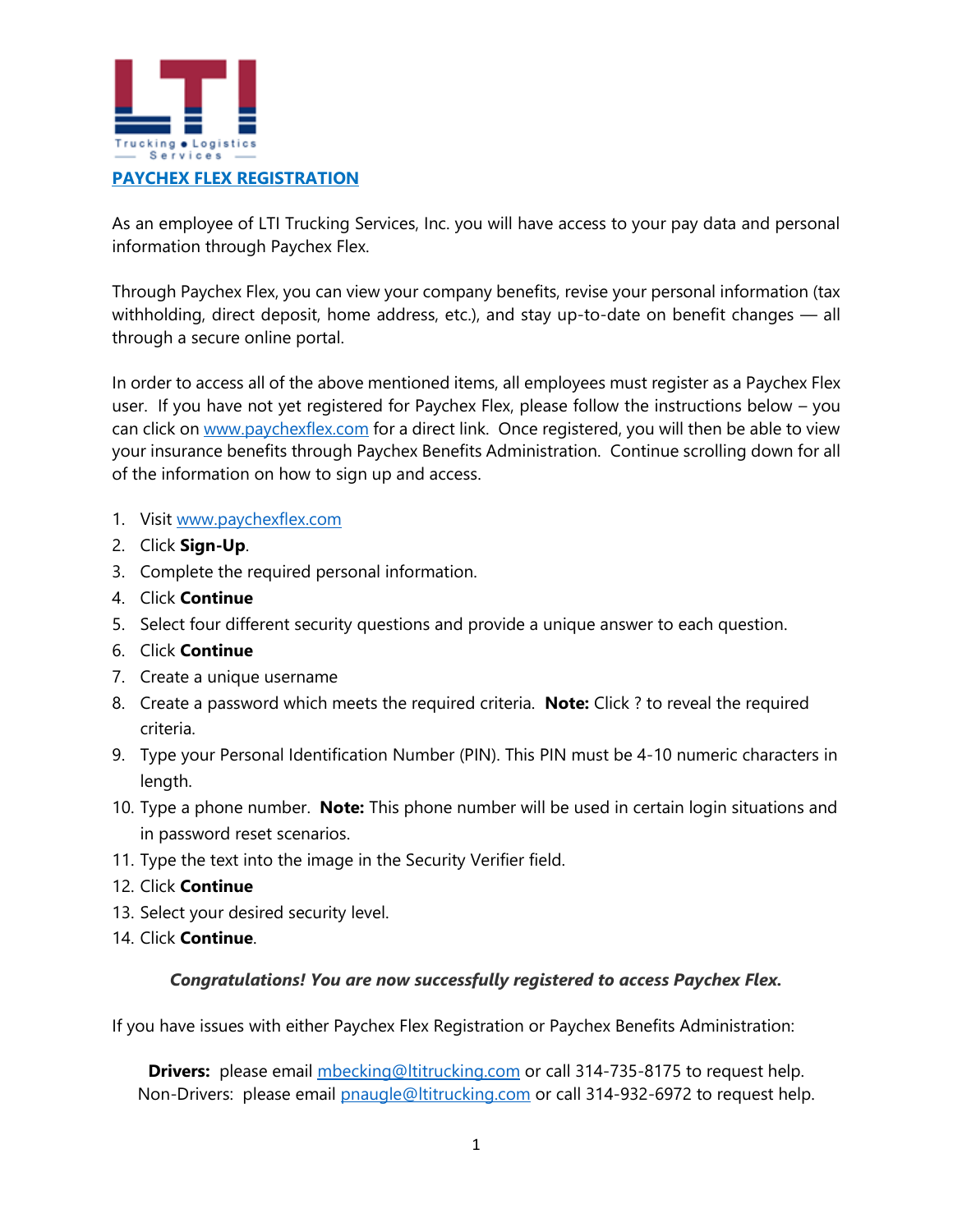# PAYCHEX FLEX REGISTRATION

As an employee of LTI Trucking Services, Inc. you will have access to your pay data and personal information through Paychex Flex.

Through Paychex Flex, you can view your company benefits, revise your personal information (tax withholding, direct deposit, home address, etc.), and stay up-to-date on benefit changes — all through a secure online portal.

In order to access all of the above mentioned items, all employees must register as a Paychex Flex user. If you have not yet registered for Paychex Flex, please follow the instructions below – you can click on www.paychexflex.com for a direct link. Once registered, you will then be able to view your insurance benefits through Paychex Benefits Administration. Continue scrolling down for all of the information on how to sign up and access.

1. Visit www.paychexflex.com
2. Click **Sign-Up**.
3. Complete the required personal information.
4. Click **Continue**
5. Select four different security questions and provide a unique answer to each question.
6. Click **Continue**
7. Create a unique username
8. Create a password which meets the required criteria. **Note:** Click ? to reveal the required criteria.
9. Type your Personal Identification Number (PIN). This PIN must be 4-10 numeric characters in length.
10. Type a phone number. **Note:** This phone number will be used in certain login situations and in password reset scenarios.
11. Type the text into the image in the Security Verifier field.
12. Click **Continue**
13. Select your desired security level.
14. Click **Continue**.

***Congratulations! You are now successfully registered to access Paychex Flex.***

If you have issues with either Paychex Flex Registration or Paychex Benefits Administration:

**Drivers:** please email mbecking@ltitrucking.com or call 314-735-8175 to request help.
Non-Drivers: please email pnaugle@ltitrucking.com or call 314-932-6972 to request help.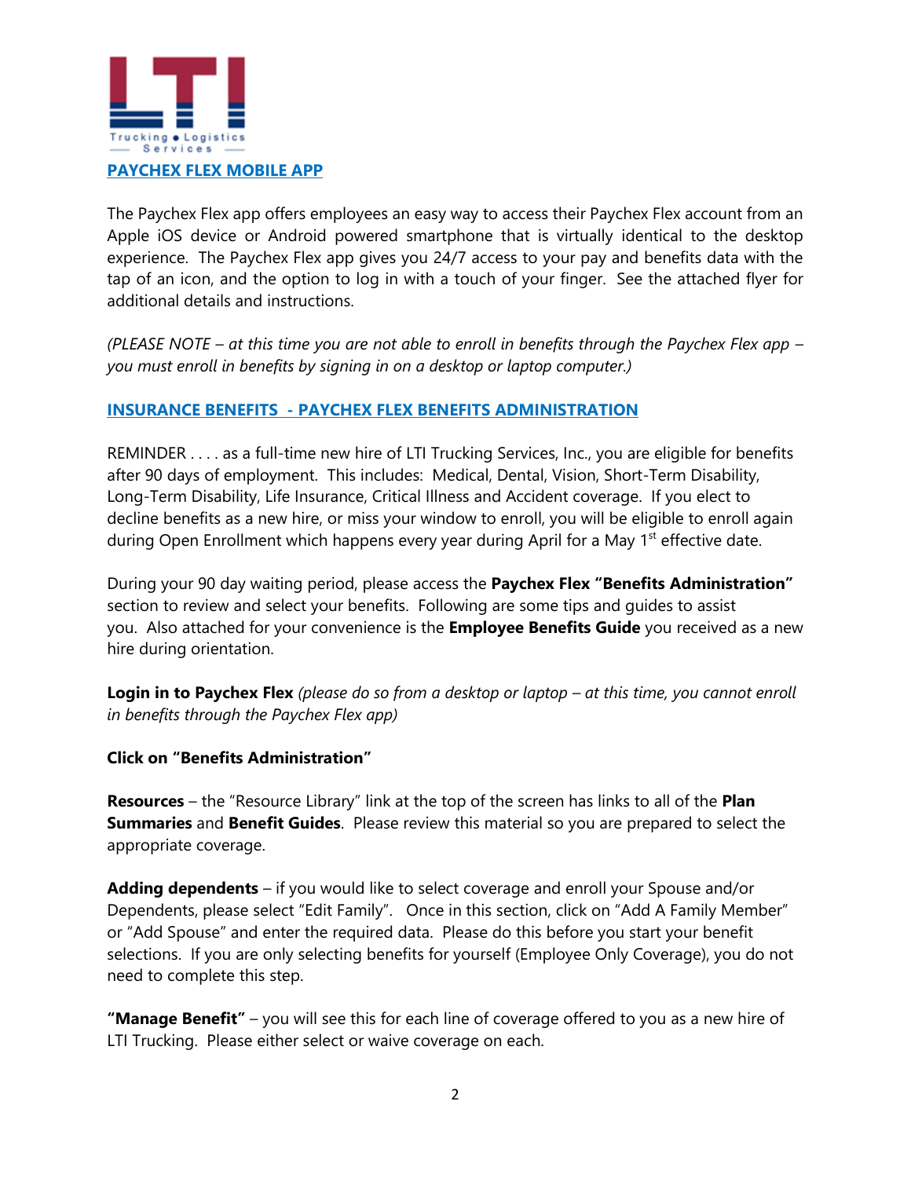## PAYCHEX FLEX MOBILE APP

The Paychex Flex app offers employees an easy way to access their Paychex Flex account from an Apple iOS device or Android powered smartphone that is virtually identical to the desktop experience. The Paychex Flex app gives you 24/7 access to your pay and benefits data with the tap of an icon, and the option to log in with a touch of your finger. See the attached flyer for additional details and instructions.

*(PLEASE NOTE – at this time you are not able to enroll in benefits through the Paychex Flex app – you must enroll in benefits by signing in on a desktop or laptop computer.)*

## INSURANCE BENEFITS - PAYCHEX FLEX BENEFITS ADMINISTRATION

REMINDER . . . . as a full-time new hire of LTI Trucking Services, Inc., you are eligible for benefits after 90 days of employment. This includes: Medical, Dental, Vision, Short-Term Disability, Long-Term Disability, Life Insurance, Critical Illness and Accident coverage. If you elect to decline benefits as a new hire, or miss your window to enroll, you will be eligible to enroll again during Open Enrollment which happens every year during April for a May 1st effective date.

During your 90 day waiting period, please access the **Paychex Flex "Benefits Administration"** section to review and select your benefits. Following are some tips and guides to assist you. Also attached for your convenience is the **Employee Benefits Guide** you received as a new hire during orientation.

**Login in to Paychex Flex** *(please do so from a desktop or laptop – at this time, you cannot enroll in benefits through the Paychex Flex app)*

**Click on "Benefits Administration"**

**Resources** – the "Resource Library" link at the top of the screen has links to all of the **Plan Summaries** and **Benefit Guides**. Please review this material so you are prepared to select the appropriate coverage.

**Adding dependents** – if you would like to select coverage and enroll your Spouse and/or Dependents, please select "Edit Family". Once in this section, click on "Add A Family Member" or "Add Spouse" and enter the required data. Please do this before you start your benefit selections. If you are only selecting benefits for yourself (Employee Only Coverage), you do not need to complete this step.

**"Manage Benefit"** – you will see this for each line of coverage offered to you as a new hire of LTI Trucking. Please either select or waive coverage on each.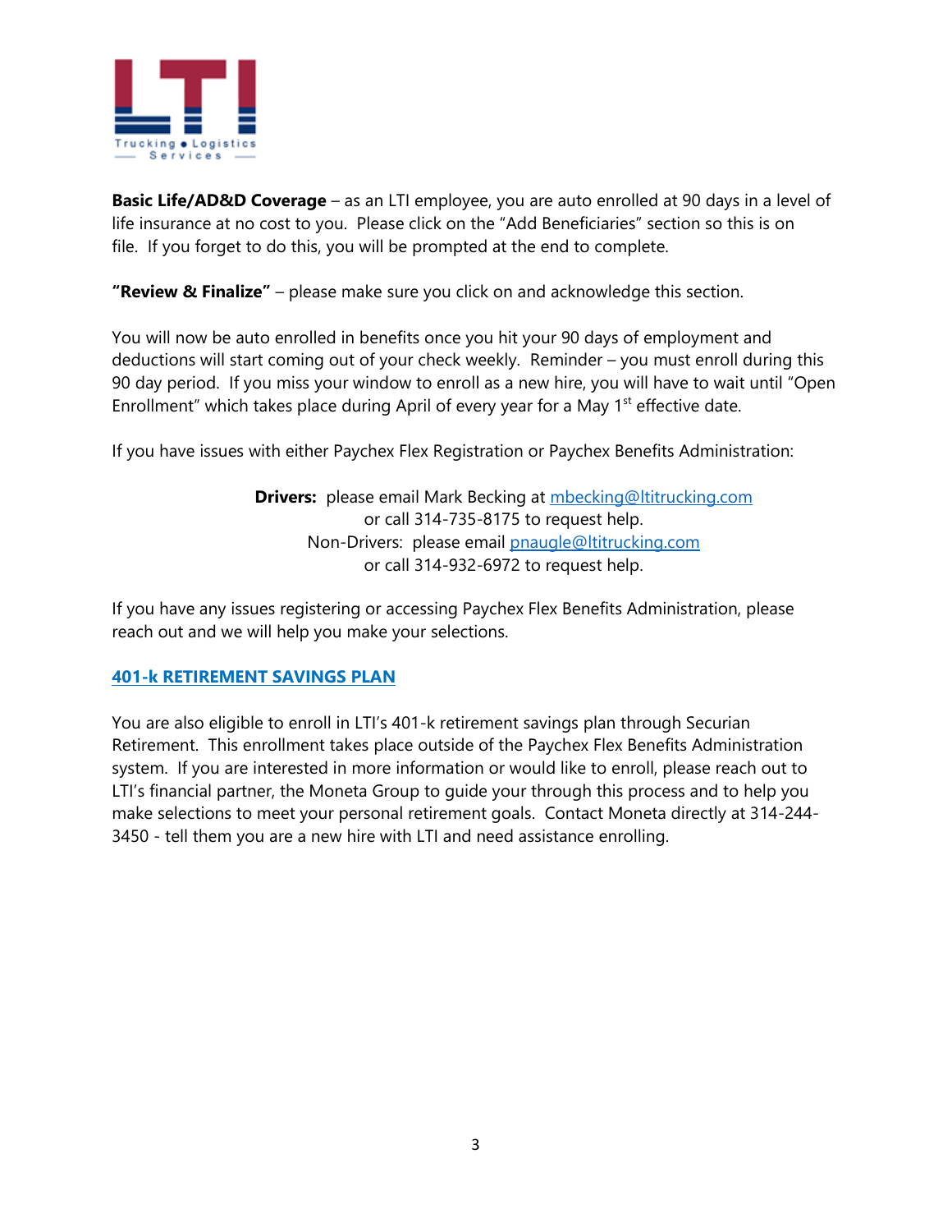**Basic Life/AD&D Coverage** – as an LTI employee, you are auto enrolled at 90 days in a level of life insurance at no cost to you. Please click on the "Add Beneficiaries" section so this is on file. If you forget to do this, you will be prompted at the end to complete.

**"Review & Finalize"** – please make sure you click on and acknowledge this section.

You will now be auto enrolled in benefits once you hit your 90 days of employment and deductions will start coming out of your check weekly. Reminder – you must enroll during this 90 day period. If you miss your window to enroll as a new hire, you will have to wait until "Open Enrollment" which takes place during April of every year for a May 1st effective date.

If you have issues with either Paychex Flex Registration or Paychex Benefits Administration:

**Drivers:** please email Mark Becking at mbecking@ltitrucking.com
or call 314-735-8175 to request help.
Non-Drivers: please email pnaugle@ltitrucking.com
or call 314-932-6972 to request help.

If you have any issues registering or accessing Paychex Flex Benefits Administration, please reach out and we will help you make your selections.

## 401-k RETIREMENT SAVINGS PLAN

You are also eligible to enroll in LTI's 401-k retirement savings plan through Securian Retirement. This enrollment takes place outside of the Paychex Flex Benefits Administration system. If you are interested in more information or would like to enroll, please reach out to LTI's financial partner, the Moneta Group to guide your through this process and to help you make selections to meet your personal retirement goals. Contact Moneta directly at 314-244-3450 - tell them you are a new hire with LTI and need assistance enrolling.